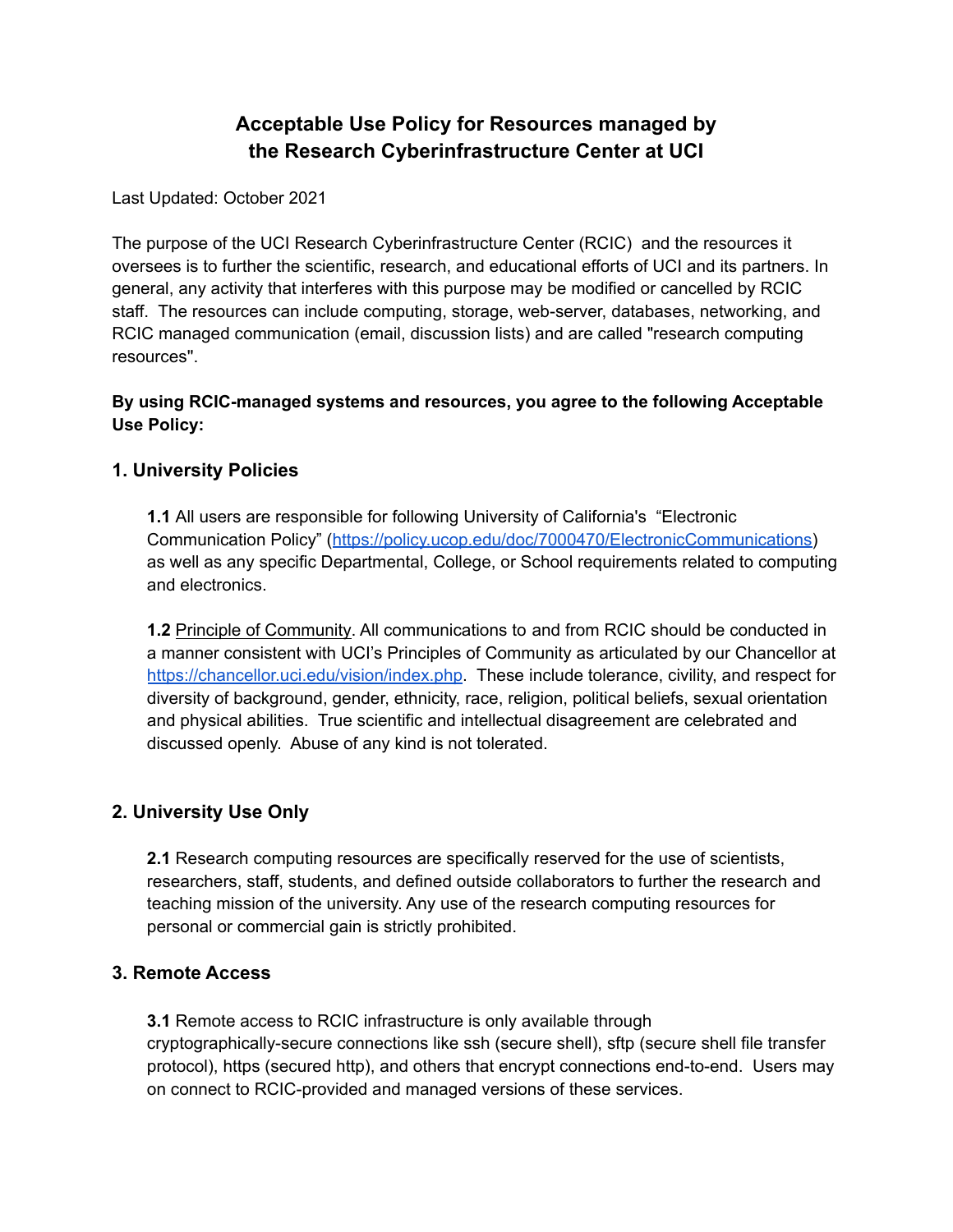# Acceptable Use Policy for Resources managed by the Research Cyberinfrastructure Center at UCI

Last Updated: October 2021

The purpose of the UCI Research Cyberinfrastructure Center (RCIC) and the resources it oversees is to further the scientific, research, and educational efforts of UCI and its partners. In general, any activity that interferes with this purpose may be modified or cancelled by RCIC staff. The resources can include computing, storage, web-server, databases, networking, and RCIC managed communication (email, discussion lists) and are called "research computing resources".

**By using RCIC-managed systems and resources, you agree to the following Acceptable Use Policy:**

## 1. University Policies

**1.1** All users are responsible for following University of California's "Electronic Communication Policy" (https://policy.ucop.edu/doc/7000470/ElectronicCommunications) as well as any specific Departmental, College, or School requirements related to computing and electronics.

**1.2** Principle of Community. All communications to and from RCIC should be conducted in a manner consistent with UCI's Principles of Community as articulated by our Chancellor at https://chancellor.uci.edu/vision/index.php. These include tolerance, civility, and respect for diversity of background, gender, ethnicity, race, religion, political beliefs, sexual orientation and physical abilities. True scientific and intellectual disagreement are celebrated and discussed openly. Abuse of any kind is not tolerated.

## 2. University Use Only

**2.1** Research computing resources are specifically reserved for the use of scientists, researchers, staff, students, and defined outside collaborators to further the research and teaching mission of the university. Any use of the research computing resources for personal or commercial gain is strictly prohibited.

## 3. Remote Access

**3.1** Remote access to RCIC infrastructure is only available through cryptographically-secure connections like ssh (secure shell), sftp (secure shell file transfer protocol), https (secured http), and others that encrypt connections end-to-end. Users may on connect to RCIC-provided and managed versions of these services.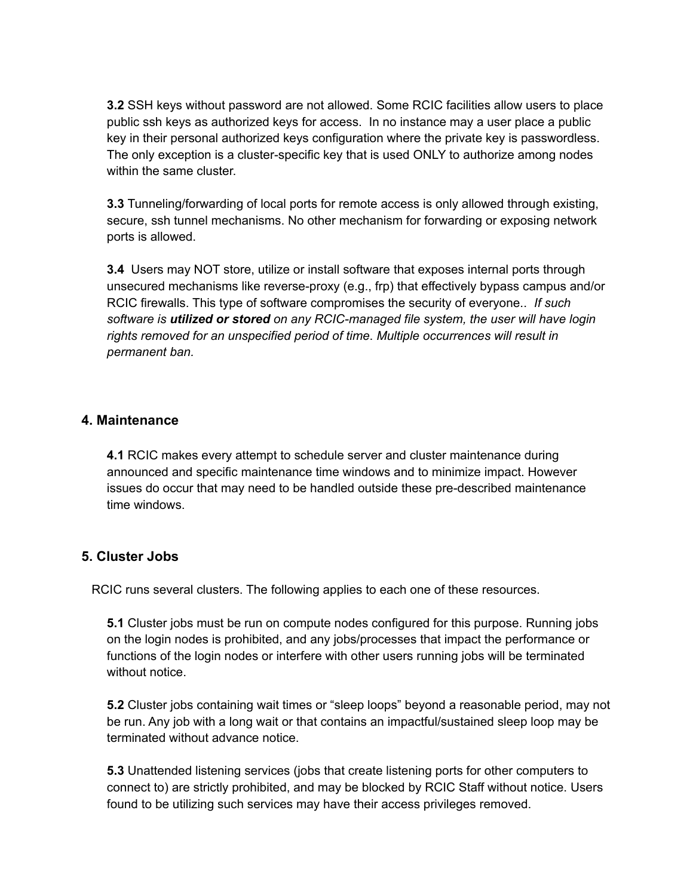**3.2** SSH keys without password are not allowed. Some RCIC facilities allow users to place public ssh keys as authorized keys for access. In no instance may a user place a public key in their personal authorized keys configuration where the private key is passwordless. The only exception is a cluster-specific key that is used ONLY to authorize among nodes within the same cluster.

**3.3** Tunneling/forwarding of local ports for remote access is only allowed through existing, secure, ssh tunnel mechanisms. No other mechanism for forwarding or exposing network ports is allowed.

**3.4** Users may NOT store, utilize or install software that exposes internal ports through unsecured mechanisms like reverse-proxy (e.g., frp) that effectively bypass campus and/or RCIC firewalls. This type of software compromises the security of everyone.. *If such software is **utilized or stored** on any RCIC-managed file system, the user will have login rights removed for an unspecified period of time*. *Multiple occurrences will result in permanent ban.*

## 4. Maintenance

**4.1** RCIC makes every attempt to schedule server and cluster maintenance during announced and specific maintenance time windows and to minimize impact. However issues do occur that may need to be handled outside these pre-described maintenance time windows.

## 5. Cluster Jobs

RCIC runs several clusters. The following applies to each one of these resources.

**5.1** Cluster jobs must be run on compute nodes configured for this purpose. Running jobs on the login nodes is prohibited, and any jobs/processes that impact the performance or functions of the login nodes or interfere with other users running jobs will be terminated without notice.

**5.2** Cluster jobs containing wait times or "sleep loops" beyond a reasonable period, may not be run. Any job with a long wait or that contains an impactful/sustained sleep loop may be terminated without advance notice.

**5.3** Unattended listening services (jobs that create listening ports for other computers to connect to) are strictly prohibited, and may be blocked by RCIC Staff without notice. Users found to be utilizing such services may have their access privileges removed.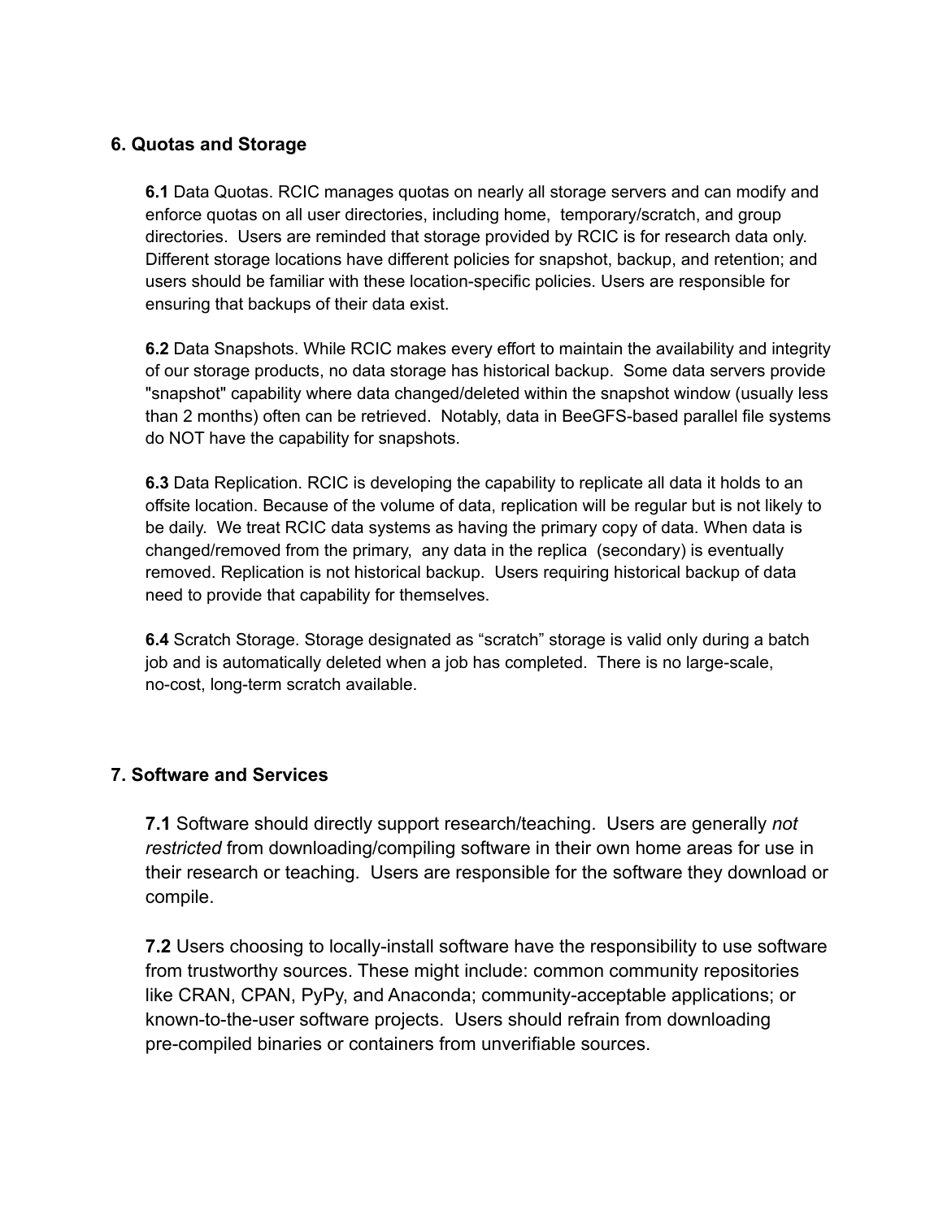## 6. Quotas and Storage

**6.1** Data Quotas. RCIC manages quotas on nearly all storage servers and can modify and enforce quotas on all user directories, including home, temporary/scratch, and group directories. Users are reminded that storage provided by RCIC is for research data only. Different storage locations have different policies for snapshot, backup, and retention; and users should be familiar with these location-specific policies. Users are responsible for ensuring that backups of their data exist.

**6.2** Data Snapshots. While RCIC makes every effort to maintain the availability and integrity of our storage products, no data storage has historical backup. Some data servers provide "snapshot" capability where data changed/deleted within the snapshot window (usually less than 2 months) often can be retrieved. Notably, data in BeeGFS-based parallel file systems do NOT have the capability for snapshots.

**6.3** Data Replication. RCIC is developing the capability to replicate all data it holds to an offsite location. Because of the volume of data, replication will be regular but is not likely to be daily. We treat RCIC data systems as having the primary copy of data. When data is changed/removed from the primary, any data in the replica (secondary) is eventually removed. Replication is not historical backup. Users requiring historical backup of data need to provide that capability for themselves.

**6.4** Scratch Storage. Storage designated as "scratch" storage is valid only during a batch job and is automatically deleted when a job has completed. There is no large-scale, no-cost, long-term scratch available.

## 7. Software and Services

**7.1** Software should directly support research/teaching. Users are generally *not restricted* from downloading/compiling software in their own home areas for use in their research or teaching. Users are responsible for the software they download or compile.

**7.2** Users choosing to locally-install software have the responsibility to use software from trustworthy sources. These might include: common community repositories like CRAN, CPAN, PyPy, and Anaconda; community-acceptable applications; or known-to-the-user software projects. Users should refrain from downloading pre-compiled binaries or containers from unverifiable sources.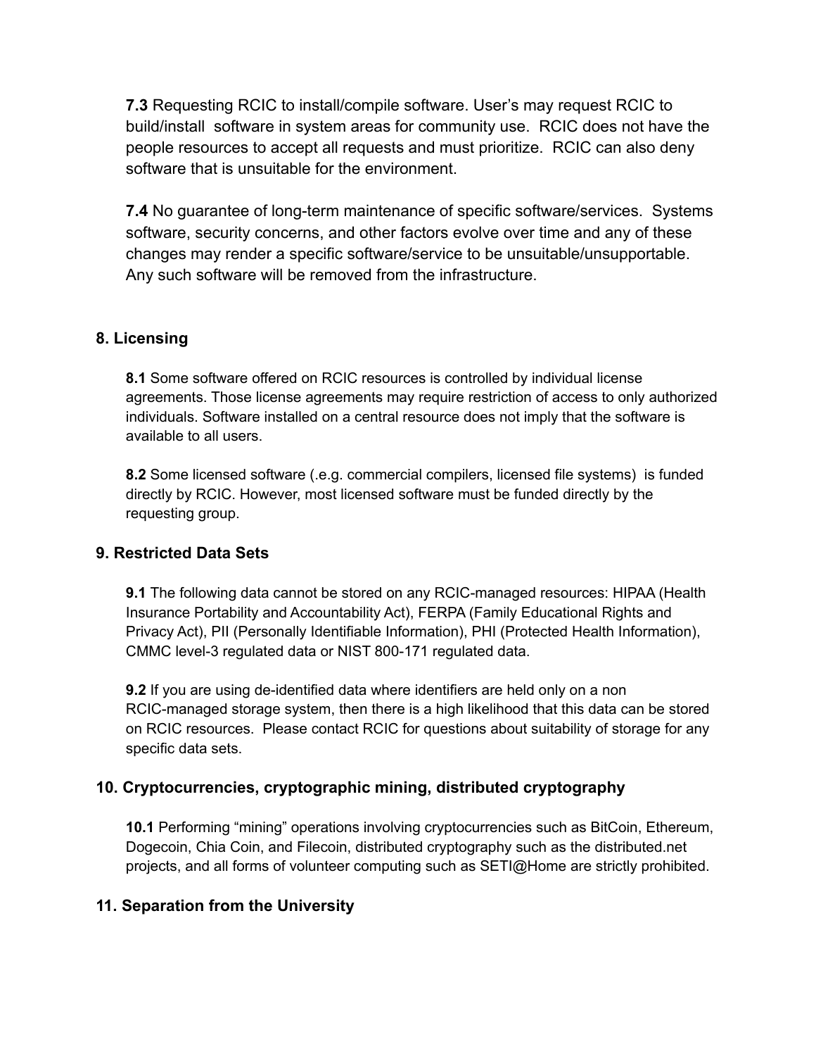**7.3** Requesting RCIC to install/compile software. User's may request RCIC to build/install software in system areas for community use. RCIC does not have the people resources to accept all requests and must prioritize. RCIC can also deny software that is unsuitable for the environment.

**7.4** No guarantee of long-term maintenance of specific software/services. Systems software, security concerns, and other factors evolve over time and any of these changes may render a specific software/service to be unsuitable/unsupportable. Any such software will be removed from the infrastructure.

## 8. Licensing

**8.1** Some software offered on RCIC resources is controlled by individual license agreements. Those license agreements may require restriction of access to only authorized individuals. Software installed on a central resource does not imply that the software is available to all users.

**8.2** Some licensed software (.e.g. commercial compilers, licensed file systems) is funded directly by RCIC. However, most licensed software must be funded directly by the requesting group.

## 9. Restricted Data Sets

**9.1** The following data cannot be stored on any RCIC-managed resources: HIPAA (Health Insurance Portability and Accountability Act), FERPA (Family Educational Rights and Privacy Act), PII (Personally Identifiable Information), PHI (Protected Health Information), CMMC level-3 regulated data or NIST 800-171 regulated data.

**9.2** If you are using de-identified data where identifiers are held only on a non RCIC-managed storage system, then there is a high likelihood that this data can be stored on RCIC resources. Please contact RCIC for questions about suitability of storage for any specific data sets.

## 10. Cryptocurrencies, cryptographic mining, distributed cryptography

**10.1** Performing "mining" operations involving cryptocurrencies such as BitCoin, Ethereum, Dogecoin, Chia Coin, and Filecoin, distributed cryptography such as the distributed.net projects, and all forms of volunteer computing such as SETI@Home are strictly prohibited.

## 11. Separation from the University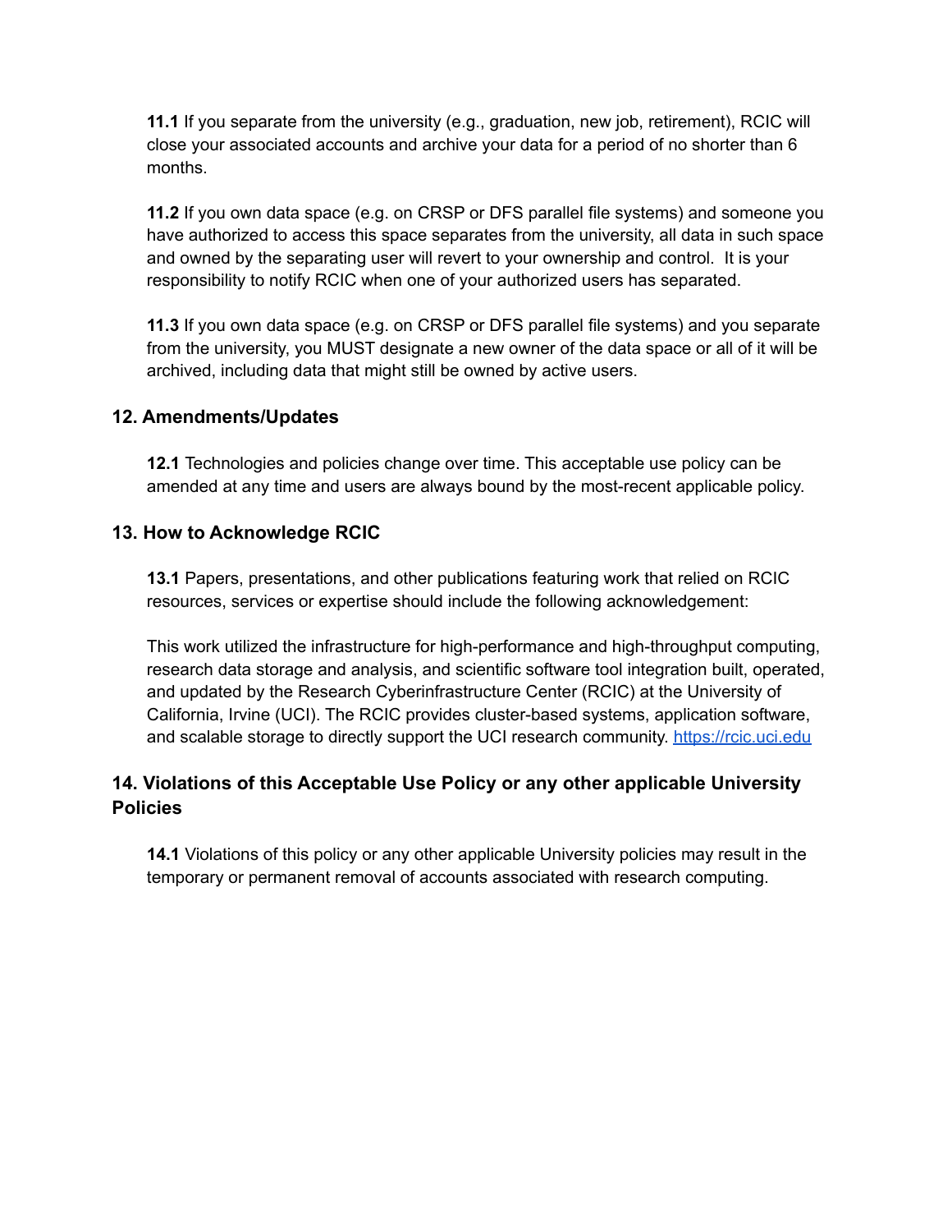**11.1** If you separate from the university (e.g., graduation, new job, retirement), RCIC will close your associated accounts and archive your data for a period of no shorter than 6 months.

**11.2** If you own data space (e.g. on CRSP or DFS parallel file systems) and someone you have authorized to access this space separates from the university, all data in such space and owned by the separating user will revert to your ownership and control. It is your responsibility to notify RCIC when one of your authorized users has separated.

**11.3** If you own data space (e.g. on CRSP or DFS parallel file systems) and you separate from the university, you MUST designate a new owner of the data space or all of it will be archived, including data that might still be owned by active users.

### 12. Amendments/Updates

**12.1** Technologies and policies change over time. This acceptable use policy can be amended at any time and users are always bound by the most-recent applicable policy.

### 13. How to Acknowledge RCIC

**13.1** Papers, presentations, and other publications featuring work that relied on RCIC resources, services or expertise should include the following acknowledgement:

This work utilized the infrastructure for high-performance and high-throughput computing, research data storage and analysis, and scientific software tool integration built, operated, and updated by the Research Cyberinfrastructure Center (RCIC) at the University of California, Irvine (UCI). The RCIC provides cluster-based systems, application software, and scalable storage to directly support the UCI research community. [https://rcic.uci.edu](https://rcic.uci.edu)

### 14. Violations of this Acceptable Use Policy or any other applicable University Policies

**14.1** Violations of this policy or any other applicable University policies may result in the temporary or permanent removal of accounts associated with research computing.